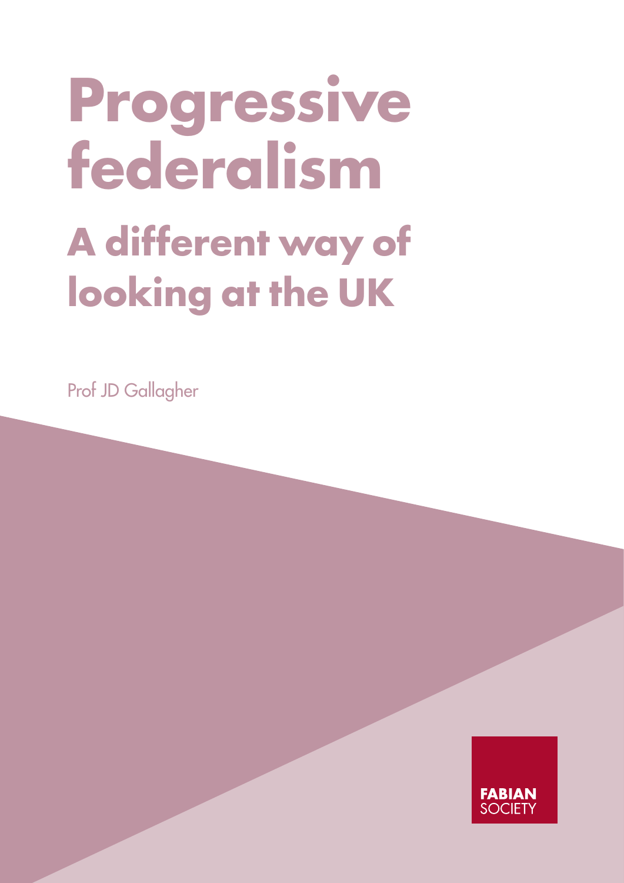# Progressive federalism

## A different way of looking at the UK

Prof JD Gallagher

FABIAN SOCIETY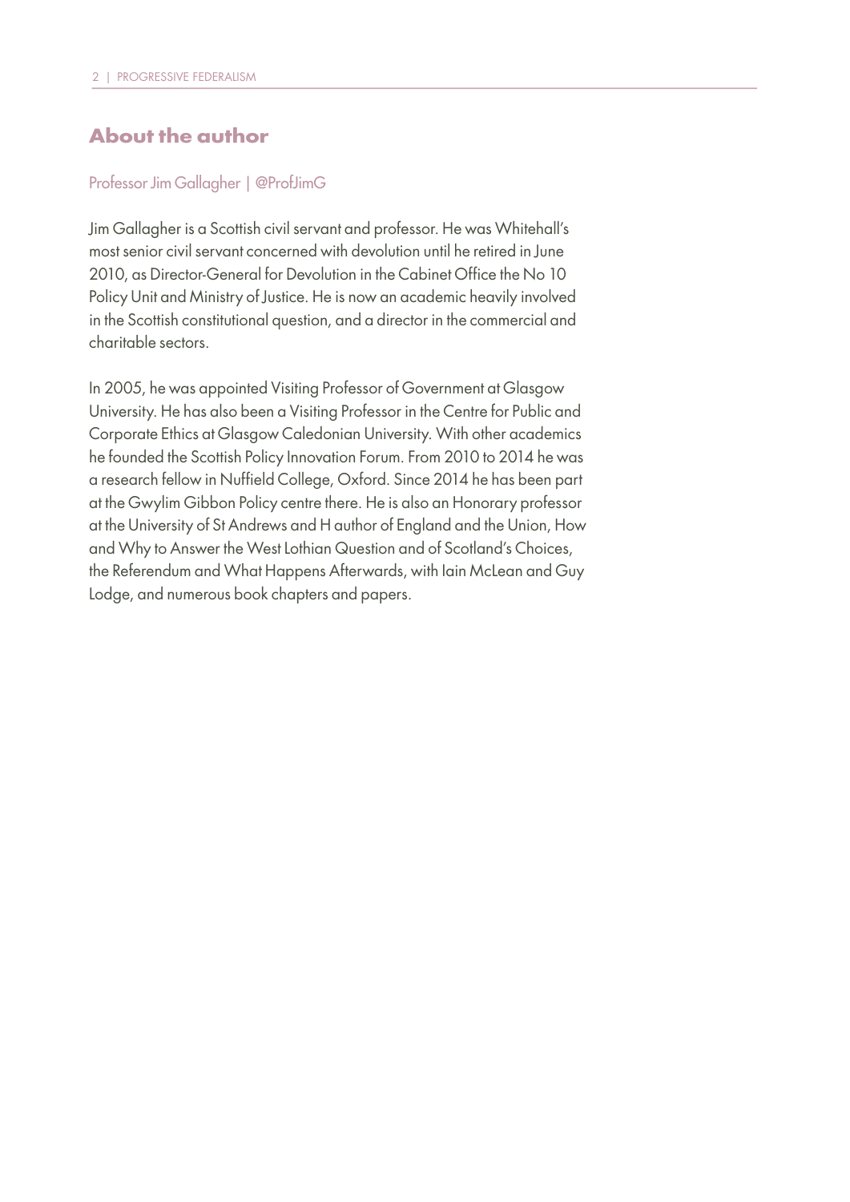## About the author

Professor Jim Gallagher | @ProfJimG

Jim Gallagher is a Scottish civil servant and professor. He was Whitehall's most senior civil servant concerned with devolution until he retired in June 2010, as Director-General for Devolution in the Cabinet Office the No 10 Policy Unit and Ministry of Justice. He is now an academic heavily involved in the Scottish constitutional question, and a director in the commercial and charitable sectors.

In 2005, he was appointed Visiting Professor of Government at Glasgow University. He has also been a Visiting Professor in the Centre for Public and Corporate Ethics at Glasgow Caledonian University. With other academics he founded the Scottish Policy Innovation Forum. From 2010 to 2014 he was a research fellow in Nuffield College, Oxford. Since 2014 he has been part at the Gwylim Gibbon Policy centre there. He is also an Honorary professor at the University of St Andrews and H author of England and the Union, How and Why to Answer the West Lothian Question and of Scotland's Choices, the Referendum and What Happens Afterwards, with Iain McLean and Guy Lodge, and numerous book chapters and papers.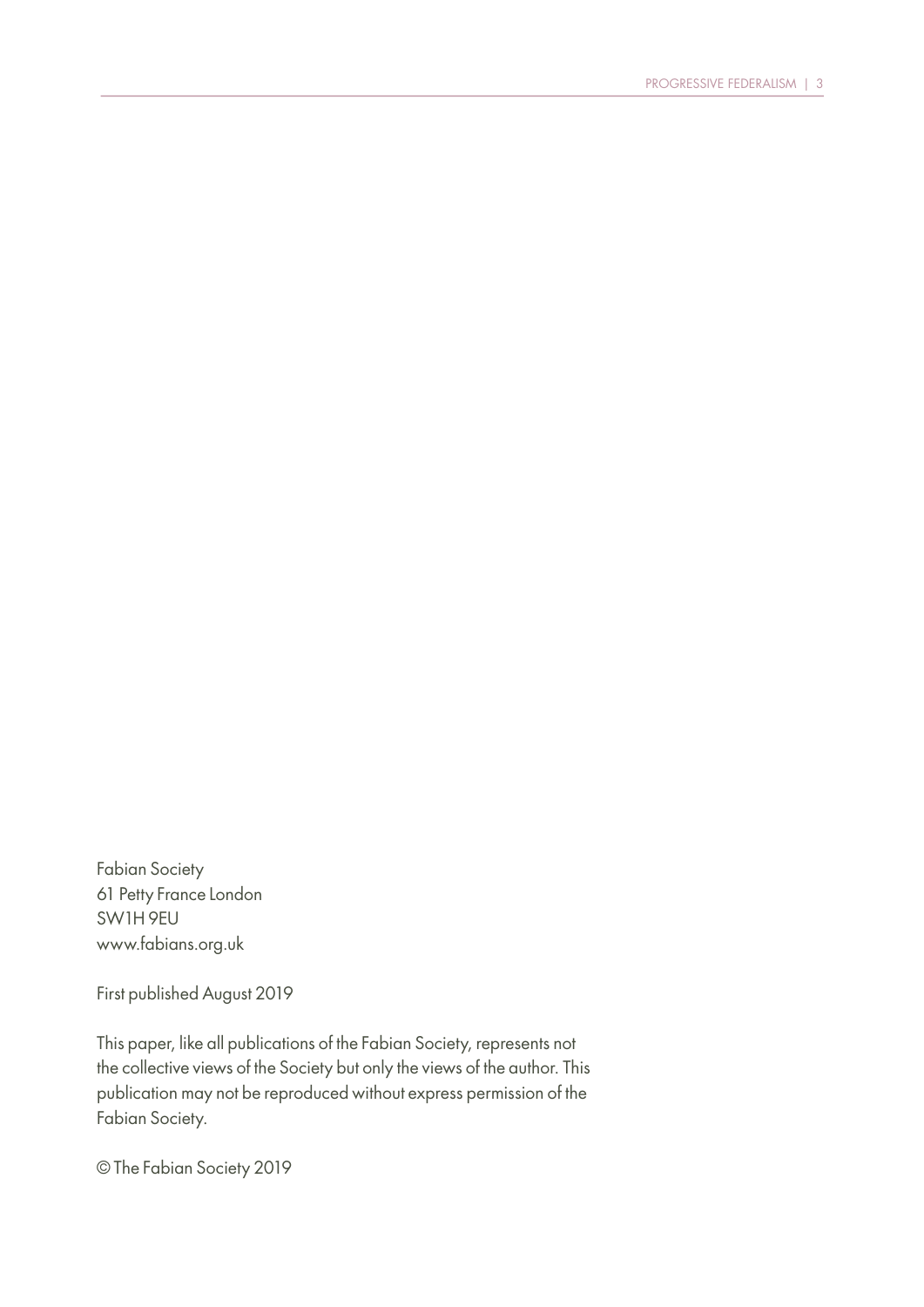Fabian Society
61 Petty France London
SW1H 9EU
www.fabians.org.uk

First published August 2019

This paper, like all publications of the Fabian Society, represents not the collective views of the Society but only the views of the author. This publication may not be reproduced without express permission of the Fabian Society.

© The Fabian Society 2019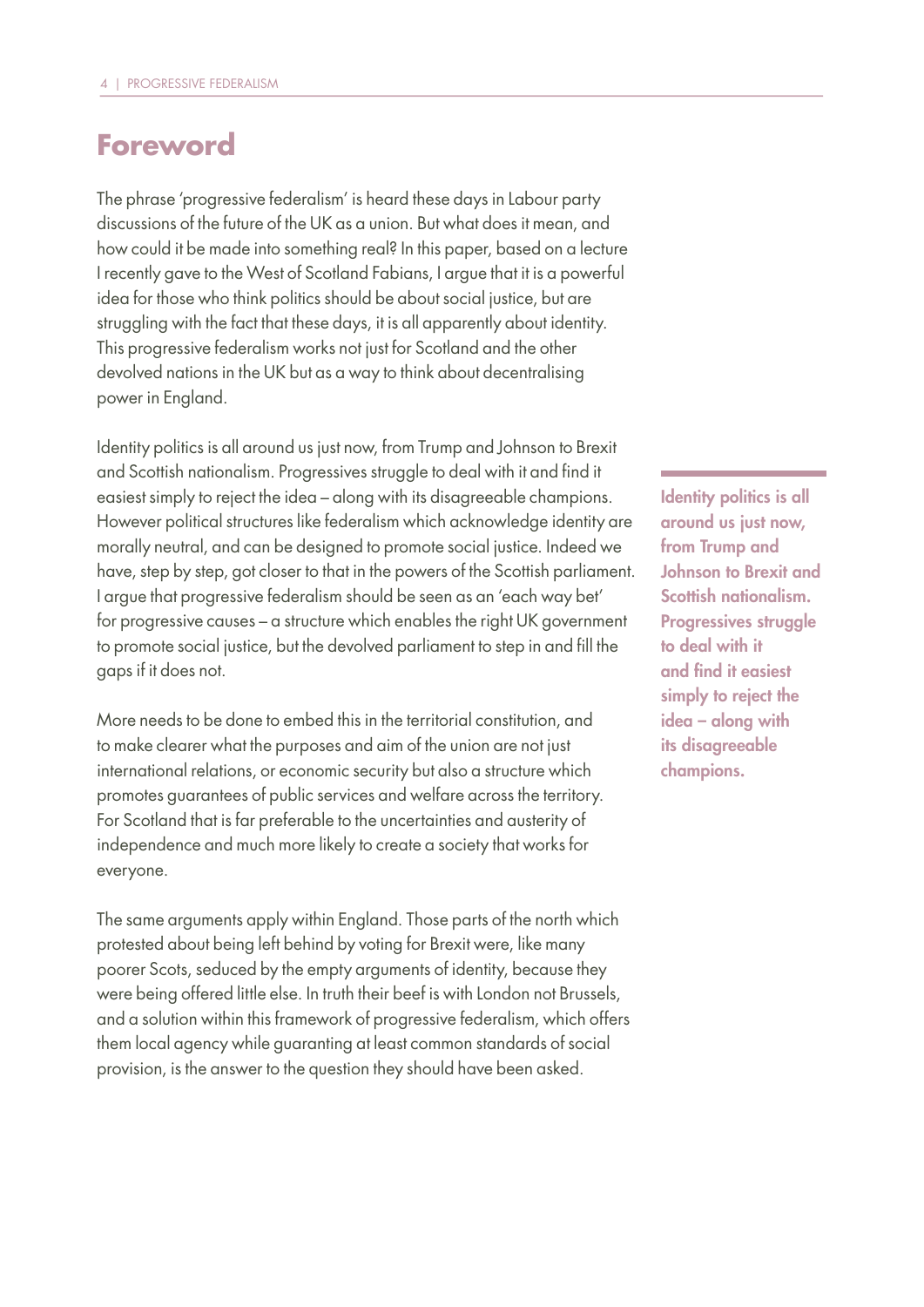# Foreword

The phrase 'progressive federalism' is heard these days in Labour party discussions of the future of the UK as a union. But what does it mean, and how could it be made into something real? In this paper, based on a lecture I recently gave to the West of Scotland Fabians, I argue that it is a powerful idea for those who think politics should be about social justice, but are struggling with the fact that these days, it is all apparently about identity. This progressive federalism works not just for Scotland and the other devolved nations in the UK but as a way to think about decentralising power in England.

Identity politics is all around us just now, from Trump and Johnson to Brexit and Scottish nationalism. Progressives struggle to deal with it and find it easiest simply to reject the idea – along with its disagreeable champions. However political structures like federalism which acknowledge identity are morally neutral, and can be designed to promote social justice. Indeed we have, step by step, got closer to that in the powers of the Scottish parliament. I argue that progressive federalism should be seen as an 'each way bet' for progressive causes – a structure which enables the right UK government to promote social justice, but the devolved parliament to step in and fill the gaps if it does not.

More needs to be done to embed this in the territorial constitution, and to make clearer what the purposes and aim of the union are not just international relations, or economic security but also a structure which promotes guarantees of public services and welfare across the territory. For Scotland that is far preferable to the uncertainties and austerity of independence and much more likely to create a society that works for everyone.

The same arguments apply within England. Those parts of the north which protested about being left behind by voting for Brexit were, like many poorer Scots, seduced by the empty arguments of identity, because they were being offered little else. In truth their beef is with London not Brussels, and a solution within this framework of progressive federalism, which offers them local agency while guaranting at least common standards of social provision, is the answer to the question they should have been asked.

**Identity politics is all around us just now, from Trump and Johnson to Brexit and Scottish nationalism. Progressives struggle to deal with it and find it easiest simply to reject the idea – along with its disagreeable champions.**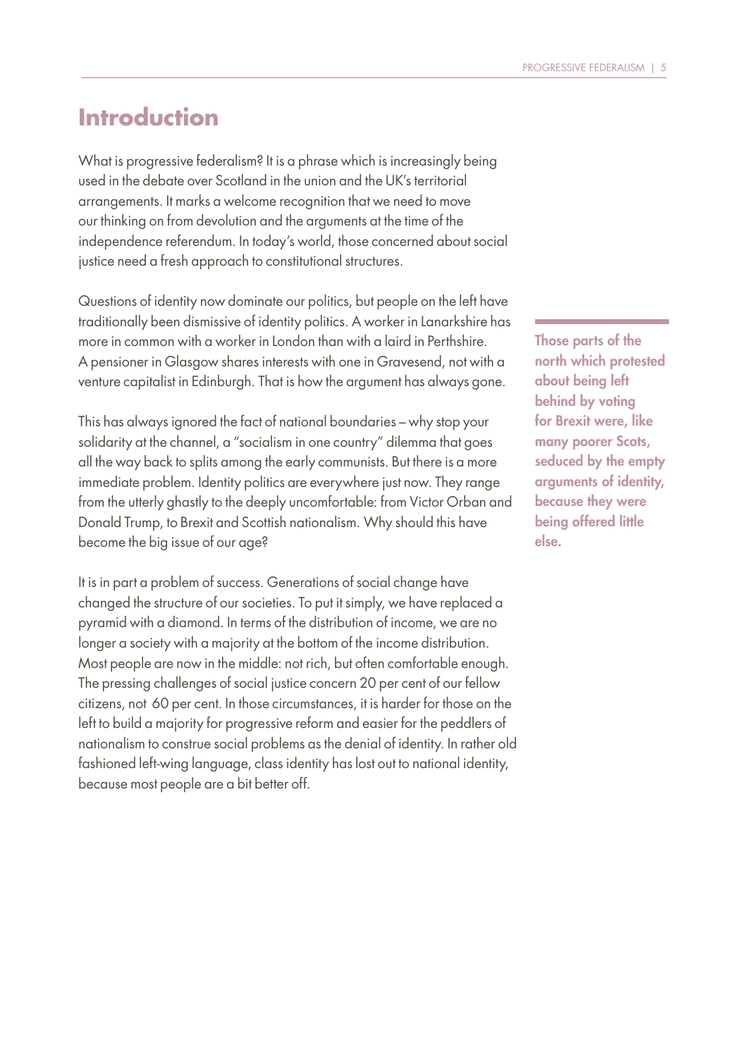## Introduction

What is progressive federalism? It is a phrase which is increasingly being used in the debate over Scotland in the union and the UK's territorial arrangements. It marks a welcome recognition that we need to move our thinking on from devolution and the arguments at the time of the independence referendum. In today's world, those concerned about social justice need a fresh approach to constitutional structures.

Questions of identity now dominate our politics, but people on the left have traditionally been dismissive of identity politics. A worker in Lanarkshire has more in common with a worker in London than with a laird in Perthshire. A pensioner in Glasgow shares interests with one in Gravesend, not with a venture capitalist in Edinburgh. That is how the argument has always gone.

> **Those parts of the north which protested about being left behind by voting for Brexit were, like many poorer Scots, seduced by the empty arguments of identity, because they were being offered little else.**

This has always ignored the fact of national boundaries – why stop your solidarity at the channel, a "socialism in one country" dilemma that goes all the way back to splits among the early communists. But there is a more immediate problem. Identity politics are everywhere just now. They range from the utterly ghastly to the deeply uncomfortable: from Victor Orban and Donald Trump, to Brexit and Scottish nationalism. Why should this have become the big issue of our age?

It is in part a problem of success. Generations of social change have changed the structure of our societies. To put it simply, we have replaced a pyramid with a diamond. In terms of the distribution of income, we are no longer a society with a majority at the bottom of the income distribution. Most people are now in the middle: not rich, but often comfortable enough. The pressing challenges of social justice concern 20 per cent of our fellow citizens, not 60 per cent. In those circumstances, it is harder for those on the left to build a majority for progressive reform and easier for the peddlers of nationalism to construe social problems as the denial of identity. In rather old fashioned left-wing language, class identity has lost out to national identity, because most people are a bit better off.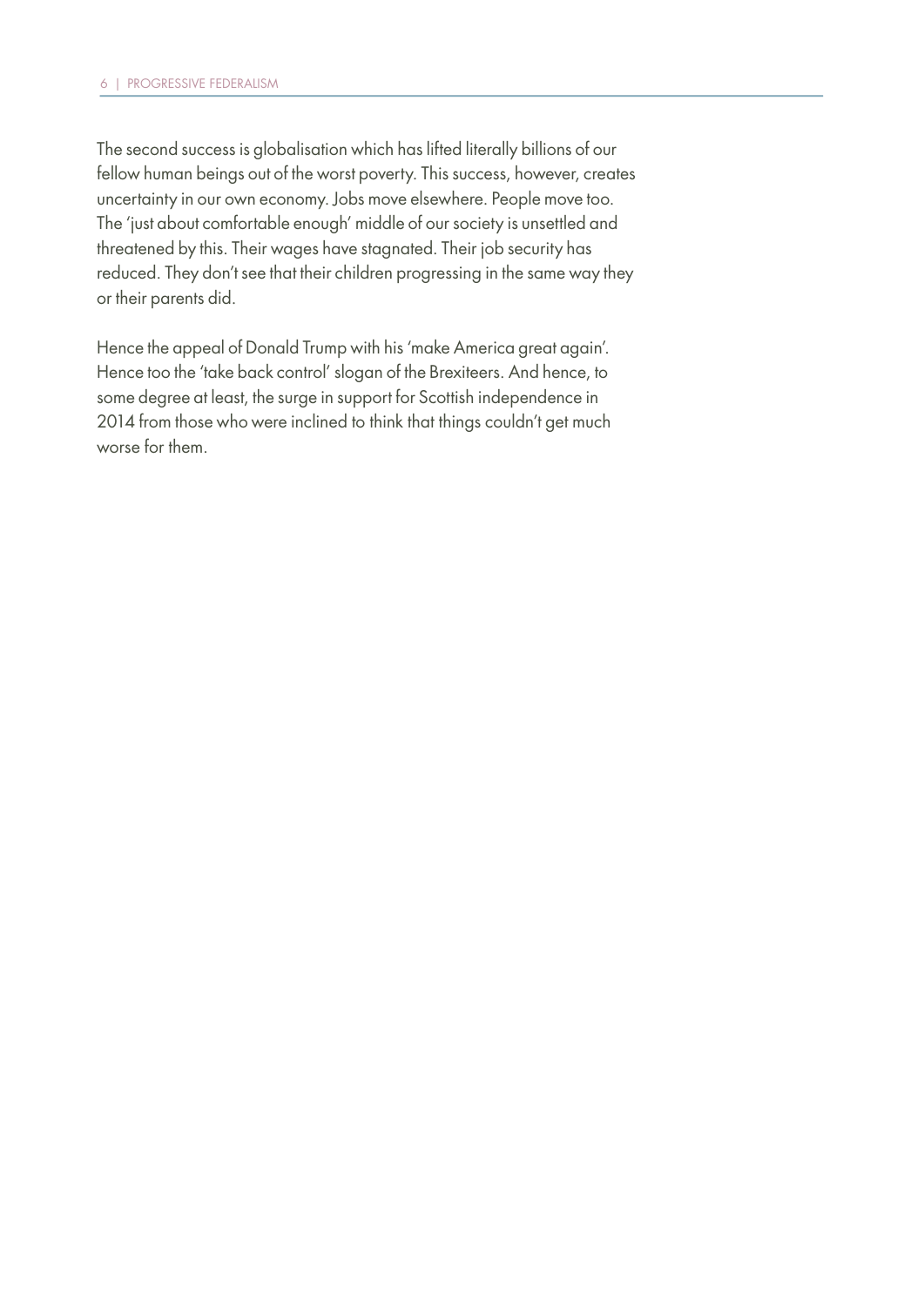The second success is globalisation which has lifted literally billions of our fellow human beings out of the worst poverty. This success, however, creates uncertainty in our own economy. Jobs move elsewhere. People move too. The 'just about comfortable enough' middle of our society is unsettled and threatened by this. Their wages have stagnated. Their job security has reduced. They don't see that their children progressing in the same way they or their parents did.

Hence the appeal of Donald Trump with his 'make America great again'. Hence too the 'take back control' slogan of the Brexiteers. And hence, to some degree at least, the surge in support for Scottish independence in 2014 from those who were inclined to think that things couldn't get much worse for them.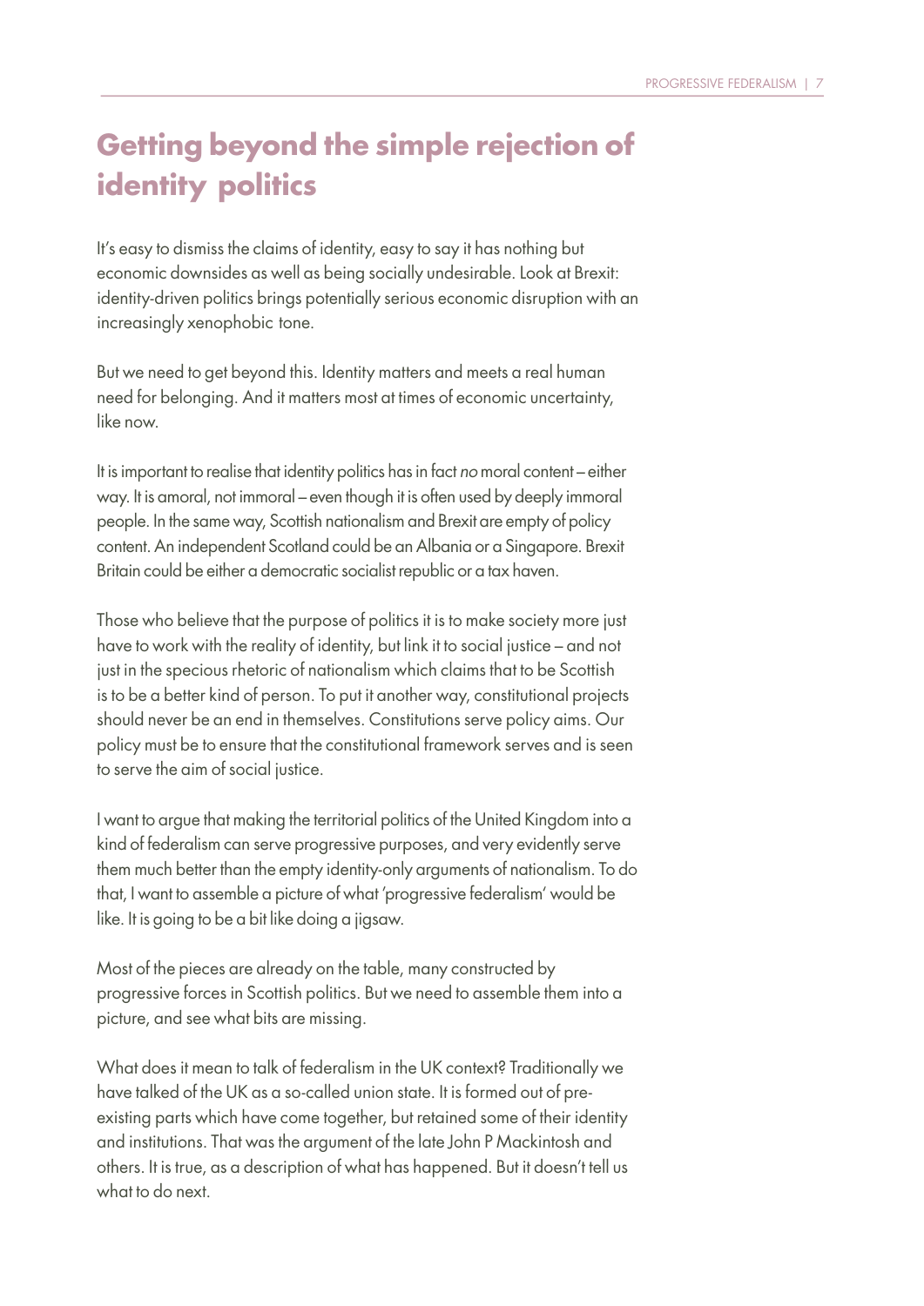## Getting beyond the simple rejection of identity politics

It's easy to dismiss the claims of identity, easy to say it has nothing but economic downsides as well as being socially undesirable. Look at Brexit: identity-driven politics brings potentially serious economic disruption with an increasingly xenophobic tone.

But we need to get beyond this. Identity matters and meets a real human need for belonging. And it matters most at times of economic uncertainty, like now.

It is important to realise that identity politics has in fact *no* moral content – either way. It is amoral, not immoral – even though it is often used by deeply immoral people. In the same way, Scottish nationalism and Brexit are empty of policy content. An independent Scotland could be an Albania or a Singapore. Brexit Britain could be either a democratic socialist republic or a tax haven.

Those who believe that the purpose of politics it is to make society more just have to work with the reality of identity, but link it to social justice – and not just in the specious rhetoric of nationalism which claims that to be Scottish is to be a better kind of person. To put it another way, constitutional projects should never be an end in themselves. Constitutions serve policy aims. Our policy must be to ensure that the constitutional framework serves and is seen to serve the aim of social justice.

I want to argue that making the territorial politics of the United Kingdom into a kind of federalism can serve progressive purposes, and very evidently serve them much better than the empty identity-only arguments of nationalism. To do that, I want to assemble a picture of what 'progressive federalism' would be like. It is going to be a bit like doing a jigsaw.

Most of the pieces are already on the table, many constructed by progressive forces in Scottish politics. But we need to assemble them into a picture, and see what bits are missing.

What does it mean to talk of federalism in the UK context? Traditionally we have talked of the UK as a so-called union state. It is formed out of pre-existing parts which have come together, but retained some of their identity and institutions. That was the argument of the late John P Mackintosh and others. It is true, as a description of what has happened. But it doesn't tell us what to do next.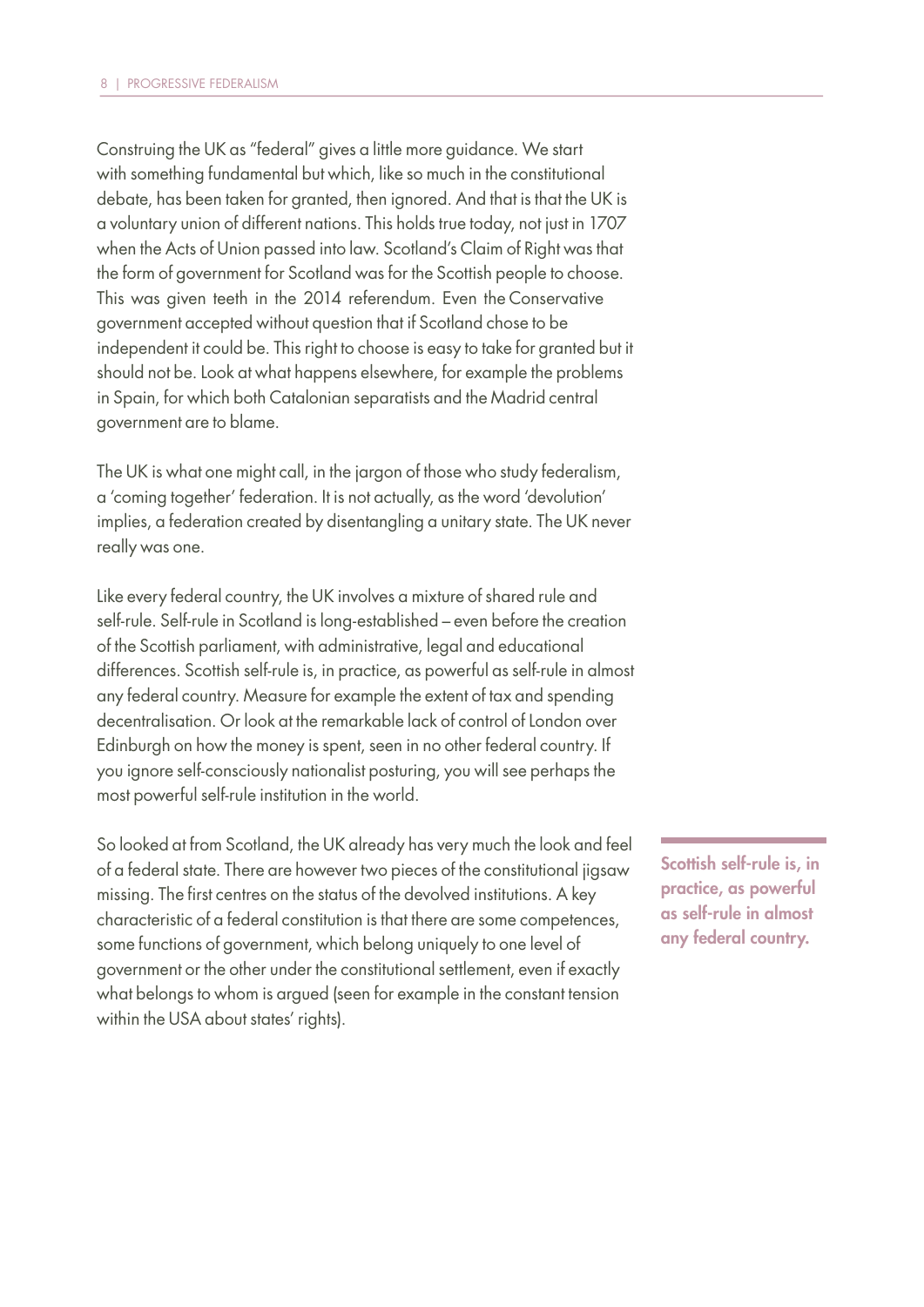Construing the UK as "federal" gives a little more guidance. We start with something fundamental but which, like so much in the constitutional debate, has been taken for granted, then ignored. And that is that the UK is a voluntary union of different nations. This holds true today, not just in 1707 when the Acts of Union passed into law. Scotland's Claim of Right was that the form of government for Scotland was for the Scottish people to choose. This was given teeth in the 2014 referendum. Even the Conservative government accepted without question that if Scotland chose to be independent it could be. This right to choose is easy to take for granted but it should not be. Look at what happens elsewhere, for example the problems in Spain, for which both Catalonian separatists and the Madrid central government are to blame.

The UK is what one might call, in the jargon of those who study federalism, a 'coming together' federation. It is not actually, as the word 'devolution' implies, a federation created by disentangling a unitary state. The UK never really was one.

Like every federal country, the UK involves a mixture of shared rule and self-rule. Self-rule in Scotland is long-established – even before the creation of the Scottish parliament, with administrative, legal and educational differences. Scottish self-rule is, in practice, as powerful as self-rule in almost any federal country. Measure for example the extent of tax and spending decentralisation. Or look at the remarkable lack of control of London over Edinburgh on how the money is spent, seen in no other federal country. If you ignore self-consciously nationalist posturing, you will see perhaps the most powerful self-rule institution in the world.

So looked at from Scotland, the UK already has very much the look and feel of a federal state. There are however two pieces of the constitutional jigsaw missing. The first centres on the status of the devolved institutions. A key characteristic of a federal constitution is that there are some competences, some functions of government, which belong uniquely to one level of government or the other under the constitutional settlement, even if exactly what belongs to whom is argued (seen for example in the constant tension within the USA about states' rights).

**Scottish self-rule is, in practice, as powerful as self-rule in almost any federal country.**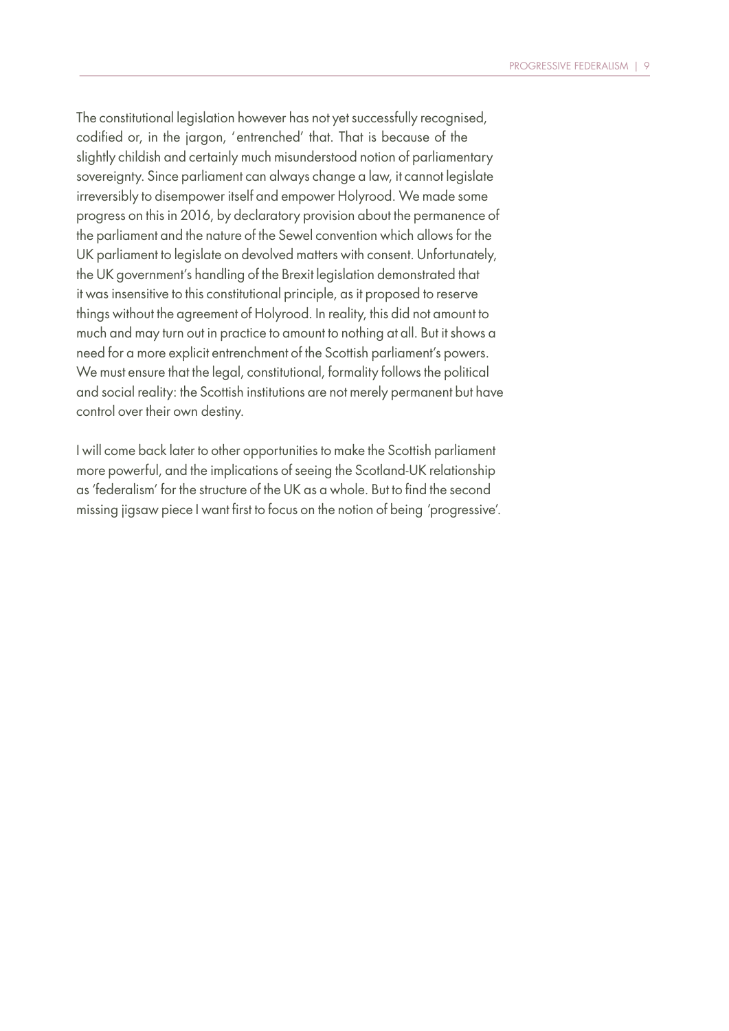The constitutional legislation however has not yet successfully recognised, codified or, in the jargon, 'entrenched' that. That is because of the slightly childish and certainly much misunderstood notion of parliamentary sovereignty. Since parliament can always change a law, it cannot legislate irreversibly to disempower itself and empower Holyrood. We made some progress on this in 2016, by declaratory provision about the permanence of the parliament and the nature of the Sewel convention which allows for the UK parliament to legislate on devolved matters with consent. Unfortunately, the UK government's handling of the Brexit legislation demonstrated that it was insensitive to this constitutional principle, as it proposed to reserve things without the agreement of Holyrood. In reality, this did not amount to much and may turn out in practice to amount to nothing at all. But it shows a need for a more explicit entrenchment of the Scottish parliament's powers. We must ensure that the legal, constitutional, formality follows the political and social reality: the Scottish institutions are not merely permanent but have control over their own destiny.

I will come back later to other opportunities to make the Scottish parliament more powerful, and the implications of seeing the Scotland-UK relationship as 'federalism' for the structure of the UK as a whole. But to find the second missing jigsaw piece I want first to focus on the notion of being 'progressive'.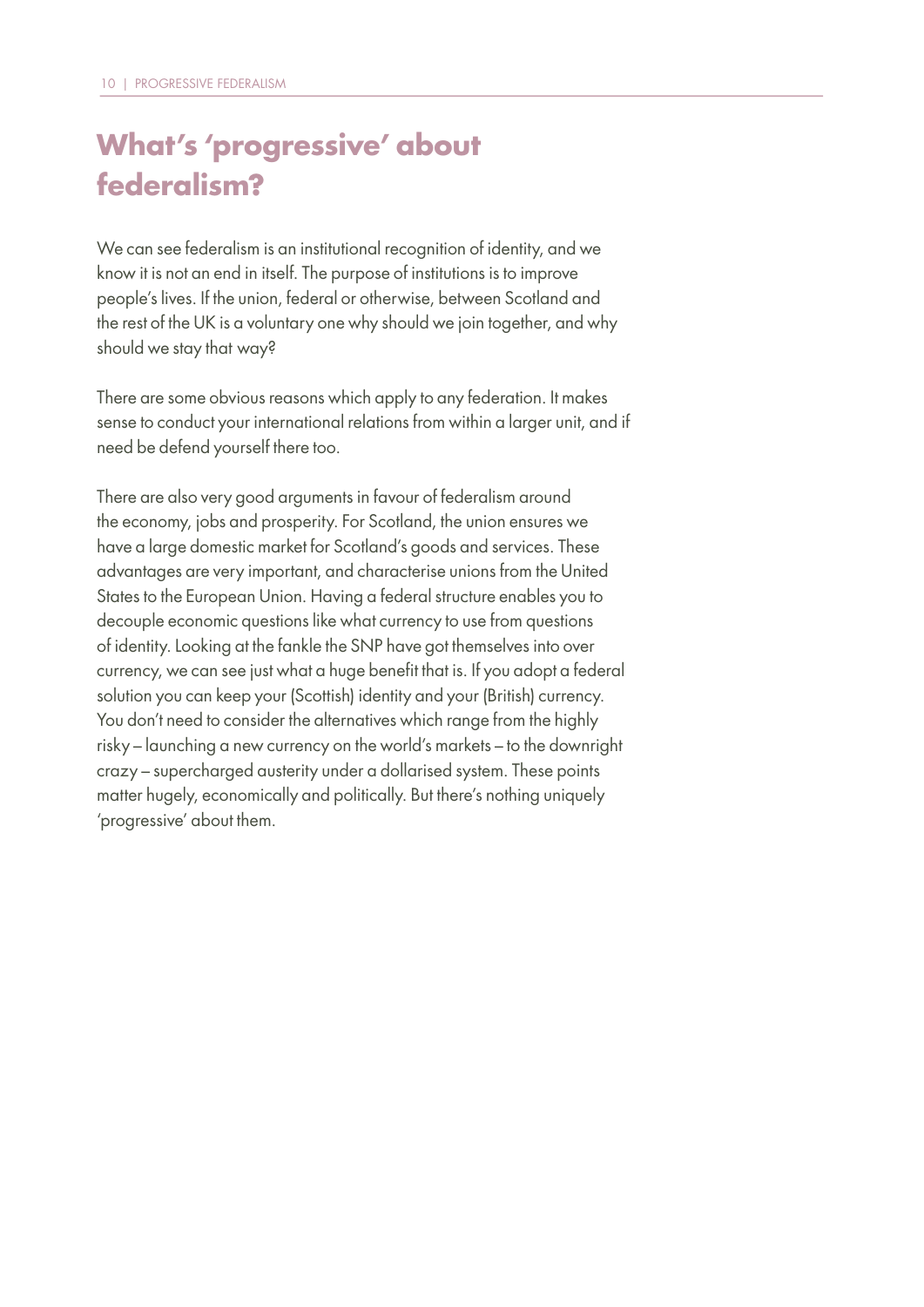# What's 'progressive' about federalism?

We can see federalism is an institutional recognition of identity, and we know it is not an end in itself. The purpose of institutions is to improve people's lives. If the union, federal or otherwise, between Scotland and the rest of the UK is a voluntary one why should we join together, and why should we stay that way?

There are some obvious reasons which apply to any federation. It makes sense to conduct your international relations from within a larger unit, and if need be defend yourself there too.

There are also very good arguments in favour of federalism around the economy, jobs and prosperity. For Scotland, the union ensures we have a large domestic market for Scotland's goods and services. These advantages are very important, and characterise unions from the United States to the European Union. Having a federal structure enables you to decouple economic questions like what currency to use from questions of identity. Looking at the fankle the SNP have got themselves into over currency, we can see just what a huge benefit that is. If you adopt a federal solution you can keep your (Scottish) identity and your (British) currency. You don't need to consider the alternatives which range from the highly risky – launching a new currency on the world's markets – to the downright crazy – supercharged austerity under a dollarised system. These points matter hugely, economically and politically. But there's nothing uniquely 'progressive' about them.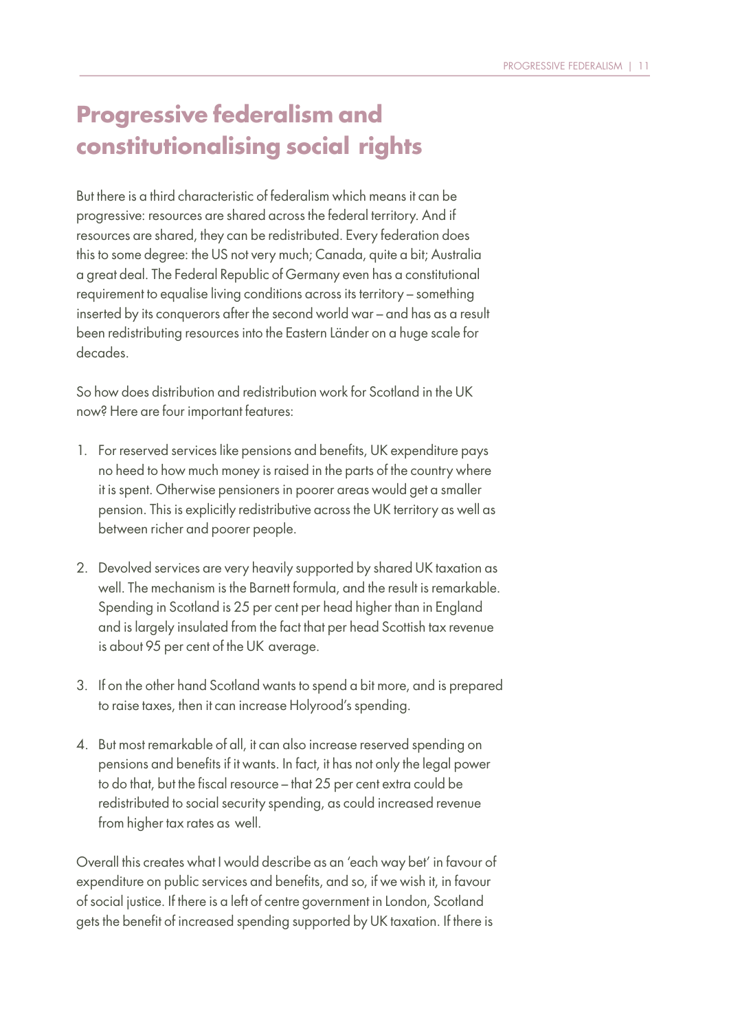# Progressive federalism and constitutionalising social rights

But there is a third characteristic of federalism which means it can be progressive: resources are shared across the federal territory. And if resources are shared, they can be redistributed. Every federation does this to some degree: the US not very much; Canada, quite a bit; Australia a great deal. The Federal Republic of Germany even has a constitutional requirement to equalise living conditions across its territory – something inserted by its conquerors after the second world war – and has as a result been redistributing resources into the Eastern Länder on a huge scale for decades.

So how does distribution and redistribution work for Scotland in the UK now? Here are four important features:

1. For reserved services like pensions and benefits, UK expenditure pays no heed to how much money is raised in the parts of the country where it is spent. Otherwise pensioners in poorer areas would get a smaller pension. This is explicitly redistributive across the UK territory as well as between richer and poorer people.

2. Devolved services are very heavily supported by shared UK taxation as well. The mechanism is the Barnett formula, and the result is remarkable. Spending in Scotland is 25 per cent per head higher than in England and is largely insulated from the fact that per head Scottish tax revenue is about 95 per cent of the UK average.

3. If on the other hand Scotland wants to spend a bit more, and is prepared to raise taxes, then it can increase Holyrood's spending.

4. But most remarkable of all, it can also increase reserved spending on pensions and benefits if it wants. In fact, it has not only the legal power to do that, but the fiscal resource – that 25 per cent extra could be redistributed to social security spending, as could increased revenue from higher tax rates as well.

Overall this creates what I would describe as an 'each way bet' in favour of expenditure on public services and benefits, and so, if we wish it, in favour of social justice. If there is a left of centre government in London, Scotland gets the benefit of increased spending supported by UK taxation. If there is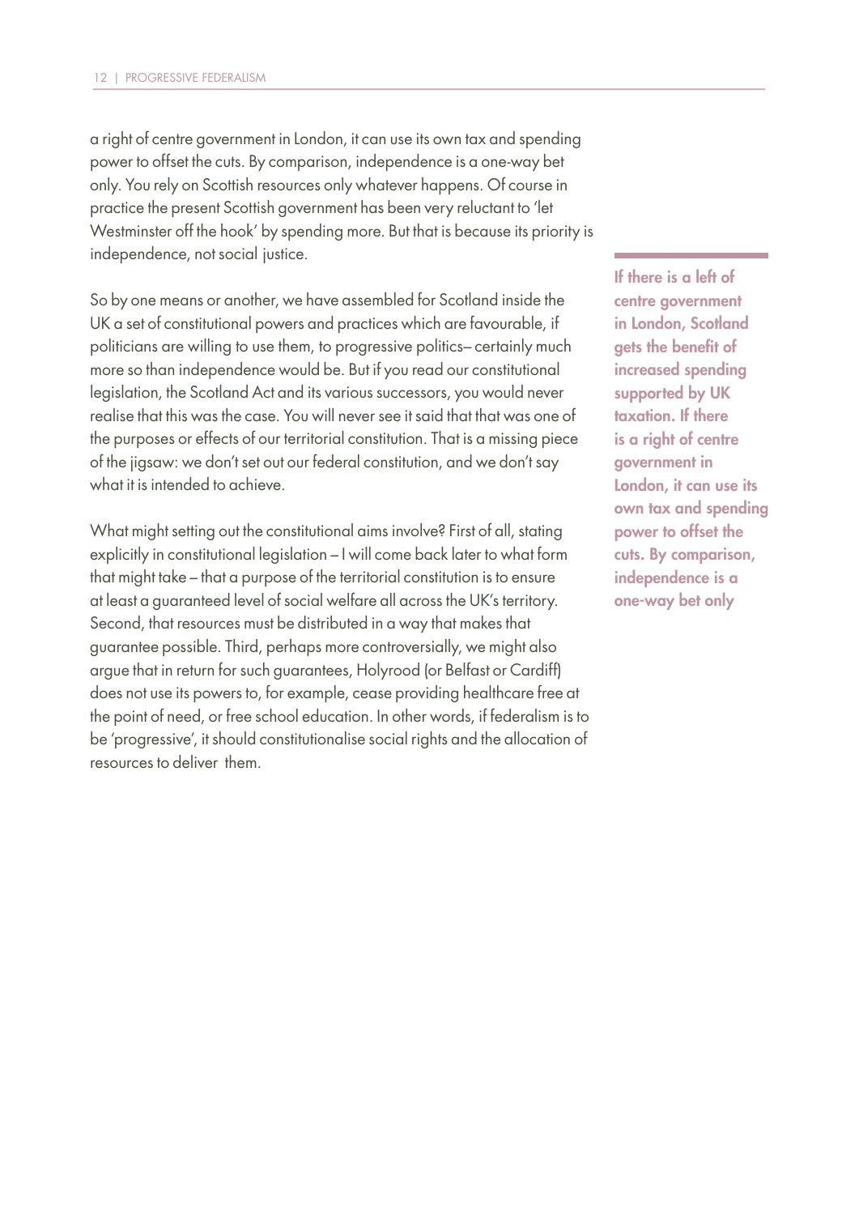a right of centre government in London, it can use its own tax and spending power to offset the cuts. By comparison, independence is a one-way bet only. You rely on Scottish resources only whatever happens. Of course in practice the present Scottish government has been very reluctant to 'let Westminster off the hook' by spending more. But that is because its priority is independence, not social justice.

**If there is a left of centre government in London, Scotland gets the benefit of increased spending supported by UK taxation. If there is a right of centre government in London, it can use its own tax and spending power to offset the cuts. By comparison, independence is a one-way bet only**

So by one means or another, we have assembled for Scotland inside the UK a set of constitutional powers and practices which are favourable, if politicians are willing to use them, to progressive politics– certainly much more so than independence would be. But if you read our constitutional legislation, the Scotland Act and its various successors, you would never realise that this was the case. You will never see it said that that was one of the purposes or effects of our territorial constitution. That is a missing piece of the jigsaw: we don't set out our federal constitution, and we don't say what it is intended to achieve.

What might setting out the constitutional aims involve? First of all, stating explicitly in constitutional legislation – I will come back later to what form that might take – that a purpose of the territorial constitution is to ensure at least a guaranteed level of social welfare all across the UK's territory. Second, that resources must be distributed in a way that makes that guarantee possible. Third, perhaps more controversially, we might also argue that in return for such guarantees, Holyrood (or Belfast or Cardiff) does not use its powers to, for example, cease providing healthcare free at the point of need, or free school education. In other words, if federalism is to be 'progressive', it should constitutionalise social rights and the allocation of resources to deliver them.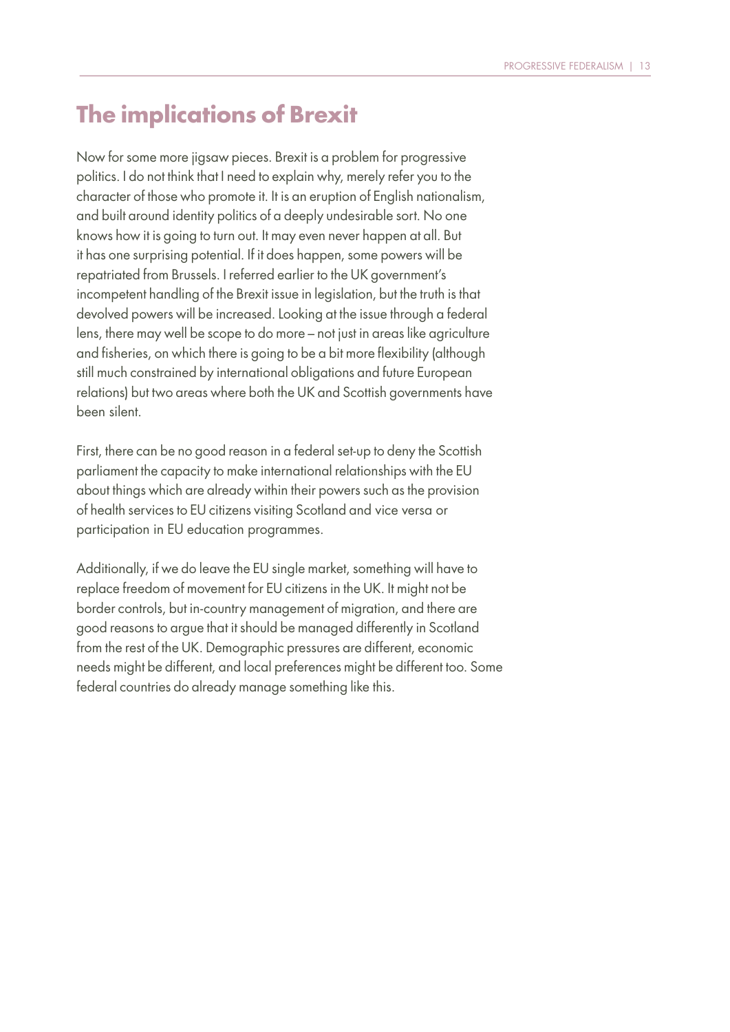## The implications of Brexit

Now for some more jigsaw pieces. Brexit is a problem for progressive politics. I do not think that I need to explain why, merely refer you to the character of those who promote it. It is an eruption of English nationalism, and built around identity politics of a deeply undesirable sort. No one knows how it is going to turn out. It may even never happen at all. But it has one surprising potential. If it does happen, some powers will be repatriated from Brussels. I referred earlier to the UK government's incompetent handling of the Brexit issue in legislation, but the truth is that devolved powers will be increased. Looking at the issue through a federal lens, there may well be scope to do more – not just in areas like agriculture and fisheries, on which there is going to be a bit more flexibility (although still much constrained by international obligations and future European relations) but two areas where both the UK and Scottish governments have been silent.

First, there can be no good reason in a federal set-up to deny the Scottish parliament the capacity to make international relationships with the EU about things which are already within their powers such as the provision of health services to EU citizens visiting Scotland and vice versa or participation in EU education programmes.

Additionally, if we do leave the EU single market, something will have to replace freedom of movement for EU citizens in the UK. It might not be border controls, but in-country management of migration, and there are good reasons to argue that it should be managed differently in Scotland from the rest of the UK. Demographic pressures are different, economic needs might be different, and local preferences might be different too. Some federal countries do already manage something like this.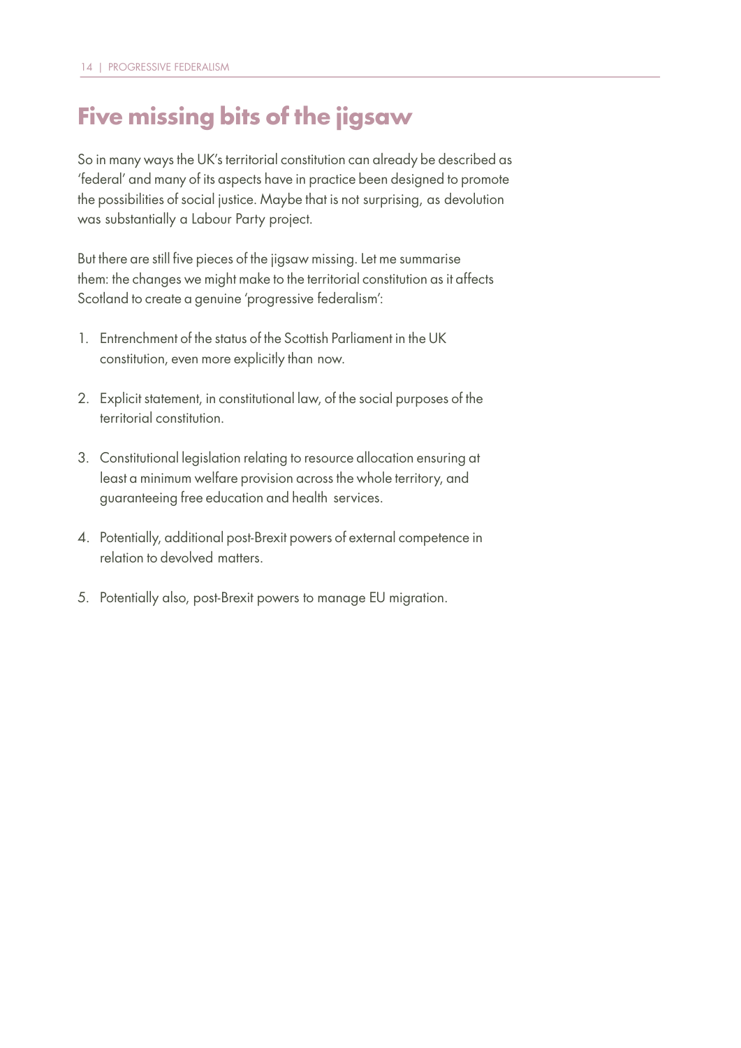## Five missing bits of the jigsaw

So in many ways the UK's territorial constitution can already be described as 'federal' and many of its aspects have in practice been designed to promote the possibilities of social justice. Maybe that is not surprising, as devolution was substantially a Labour Party project.

But there are still five pieces of the jigsaw missing. Let me summarise them: the changes we might make to the territorial constitution as it affects Scotland to create a genuine 'progressive federalism':

1. Entrenchment of the status of the Scottish Parliament in the UK constitution, even more explicitly than now.
2. Explicit statement, in constitutional law, of the social purposes of the territorial constitution.
3. Constitutional legislation relating to resource allocation ensuring at least a minimum welfare provision across the whole territory, and guaranteeing free education and health services.
4. Potentially, additional post-Brexit powers of external competence in relation to devolved matters.
5. Potentially also, post-Brexit powers to manage EU migration.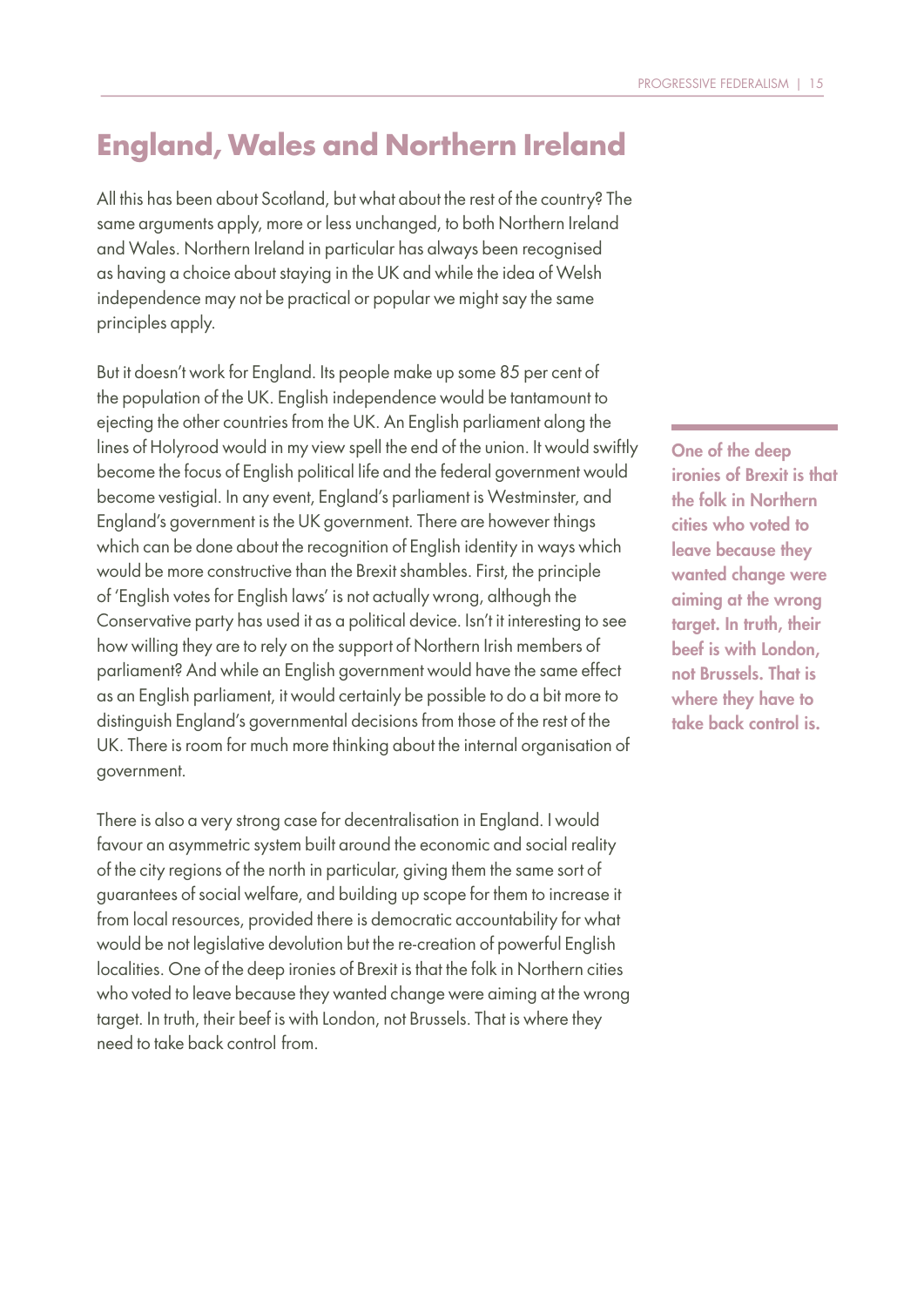## England, Wales and Northern Ireland

All this has been about Scotland, but what about the rest of the country? The same arguments apply, more or less unchanged, to both Northern Ireland and Wales. Northern Ireland in particular has always been recognised as having a choice about staying in the UK and while the idea of Welsh independence may not be practical or popular we might say the same principles apply.

But it doesn't work for England. Its people make up some 85 per cent of the population of the UK. English independence would be tantamount to ejecting the other countries from the UK. An English parliament along the lines of Holyrood would in my view spell the end of the union. It would swiftly become the focus of English political life and the federal government would become vestigial. In any event, England's parliament is Westminster, and England's government is the UK government. There are however things which can be done about the recognition of English identity in ways which would be more constructive than the Brexit shambles. First, the principle of 'English votes for English laws' is not actually wrong, although the Conservative party has used it as a political device. Isn't it interesting to see how willing they are to rely on the support of Northern Irish members of parliament? And while an English government would have the same effect as an English parliament, it would certainly be possible to do a bit more to distinguish England's governmental decisions from those of the rest of the UK. There is room for much more thinking about the internal organisation of government.

**One of the deep ironies of Brexit is that the folk in Northern cities who voted to leave because they wanted change were aiming at the wrong target. In truth, their beef is with London, not Brussels. That is where they have to take back control is.**

There is also a very strong case for decentralisation in England. I would favour an asymmetric system built around the economic and social reality of the city regions of the north in particular, giving them the same sort of guarantees of social welfare, and building up scope for them to increase it from local resources, provided there is democratic accountability for what would be not legislative devolution but the re-creation of powerful English localities. One of the deep ironies of Brexit is that the folk in Northern cities who voted to leave because they wanted change were aiming at the wrong target. In truth, their beef is with London, not Brussels. That is where they need to take back control from.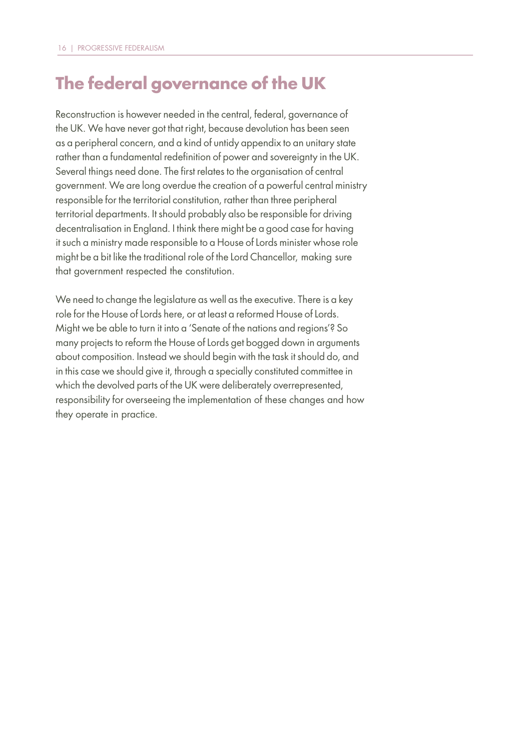## The federal governance of the UK

Reconstruction is however needed in the central, federal, governance of the UK. We have never got that right, because devolution has been seen as a peripheral concern, and a kind of untidy appendix to an unitary state rather than a fundamental redefinition of power and sovereignty in the UK. Several things need done. The first relates to the organisation of central government. We are long overdue the creation of a powerful central ministry responsible for the territorial constitution, rather than three peripheral territorial departments. It should probably also be responsible for driving decentralisation in England. I think there might be a good case for having it such a ministry made responsible to a House of Lords minister whose role might be a bit like the traditional role of the Lord Chancellor, making sure that government respected the constitution.

We need to change the legislature as well as the executive. There is a key role for the House of Lords here, or at least a reformed House of Lords. Might we be able to turn it into a 'Senate of the nations and regions'? So many projects to reform the House of Lords get bogged down in arguments about composition. Instead we should begin with the task it should do, and in this case we should give it, through a specially constituted committee in which the devolved parts of the UK were deliberately overrepresented, responsibility for overseeing the implementation of these changes and how they operate in practice.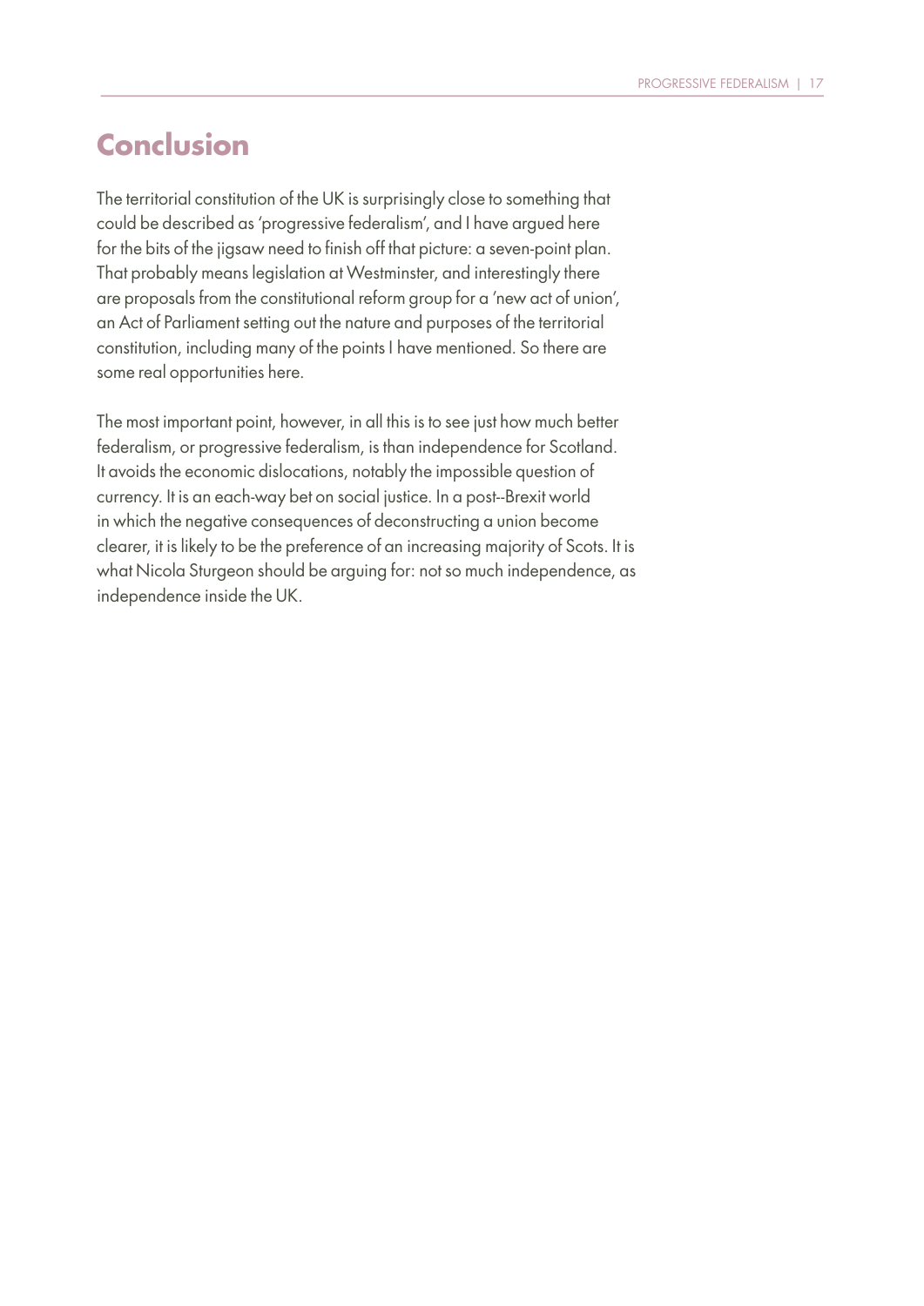## Conclusion

The territorial constitution of the UK is surprisingly close to something that could be described as 'progressive federalism', and I have argued here for the bits of the jigsaw need to finish off that picture: a seven-point plan. That probably means legislation at Westminster, and interestingly there are proposals from the constitutional reform group for a 'new act of union', an Act of Parliament setting out the nature and purposes of the territorial constitution, including many of the points I have mentioned. So there are some real opportunities here.

The most important point, however, in all this is to see just how much better federalism, or progressive federalism, is than independence for Scotland. It avoids the economic dislocations, notably the impossible question of currency. It is an each-way bet on social justice. In a post--Brexit world in which the negative consequences of deconstructing a union become clearer, it is likely to be the preference of an increasing majority of Scots. It is what Nicola Sturgeon should be arguing for: not so much independence, as independence inside the UK.